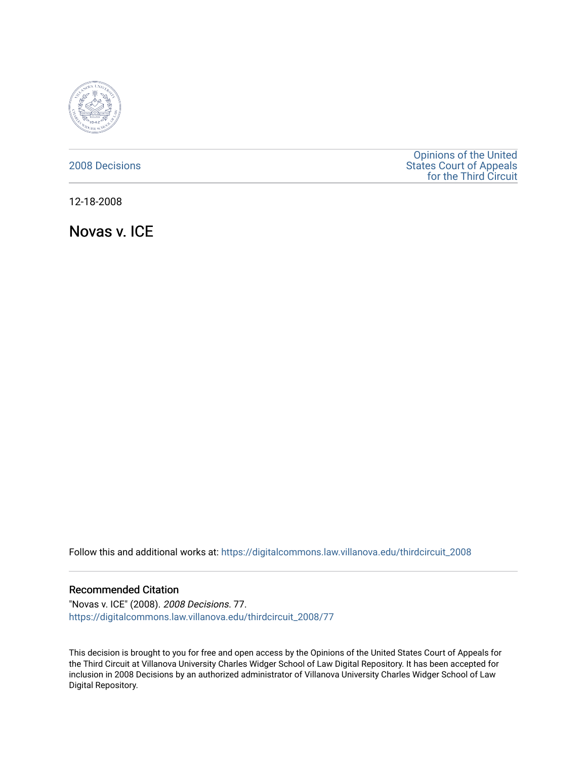2008 Decisions

Opinions of the United States Court of Appeals for the Third Circuit

12-18-2008

# Novas v. ICE

Follow this and additional works at: https://digitalcommons.law.villanova.edu/thirdcircuit_2008

### Recommended Citation

"Novas v. ICE" (2008). *2008 Decisions*. 77.
https://digitalcommons.law.villanova.edu/thirdcircuit_2008/77

This decision is brought to you for free and open access by the Opinions of the United States Court of Appeals for the Third Circuit at Villanova University Charles Widger School of Law Digital Repository. It has been accepted for inclusion in 2008 Decisions by an authorized administrator of Villanova University Charles Widger School of Law Digital Repository.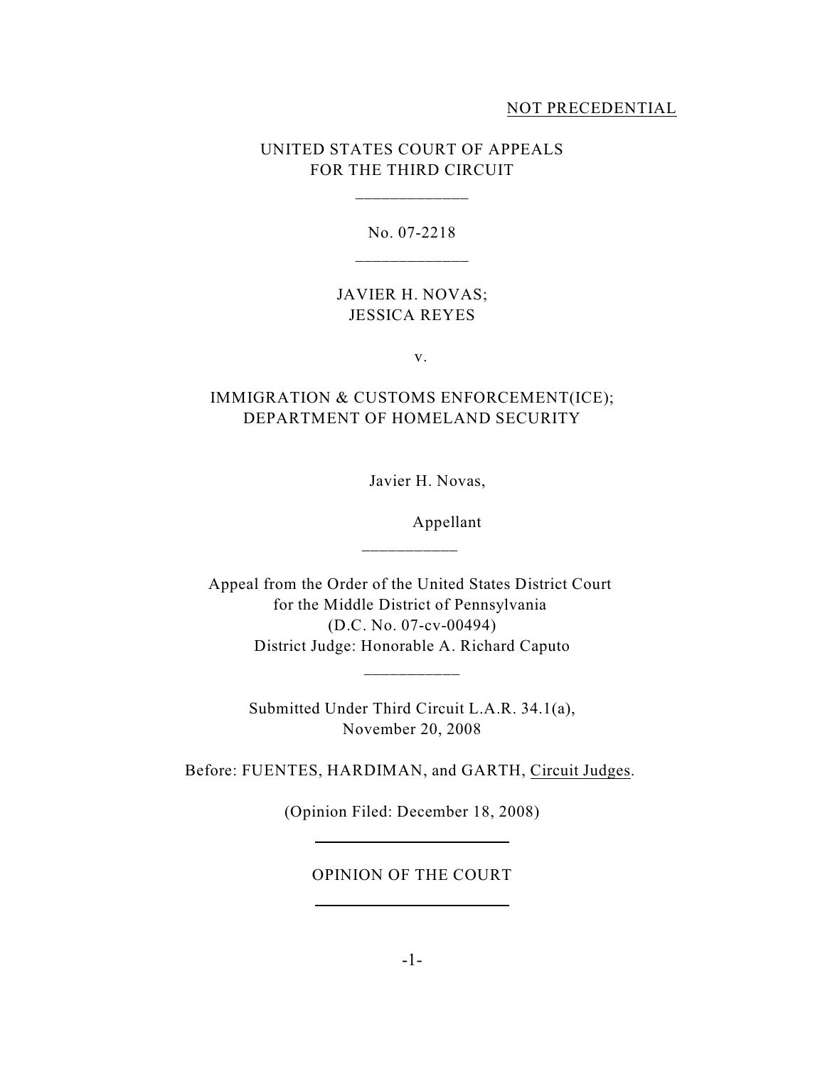NOT PRECEDENTIAL

UNITED STATES COURT OF APPEALS
FOR THE THIRD CIRCUIT

\_\_\_\_\_\_\_\_\_\_\_\_\_

No. 07-2218

\_\_\_\_\_\_\_\_\_\_\_\_\_

JAVIER H. NOVAS;
JESSICA REYES

v.

IMMIGRATION & CUSTOMS ENFORCEMENT(ICE);
DEPARTMENT OF HOMELAND SECURITY

Javier H. Novas,

Appellant

\_\_\_\_\_\_\_\_\_\_\_

Appeal from the Order of the United States District Court
for the Middle District of Pennsylvania
(D.C. No. 07-cv-00494)
District Judge: Honorable A. Richard Caputo

\_\_\_\_\_\_\_\_\_\_\_

Submitted Under Third Circuit L.A.R. 34.1(a),
November 20, 2008

Before: FUENTES, HARDIMAN, and GARTH, Circuit Judges.

(Opinion Filed: December 18, 2008)

OPINION OF THE COURT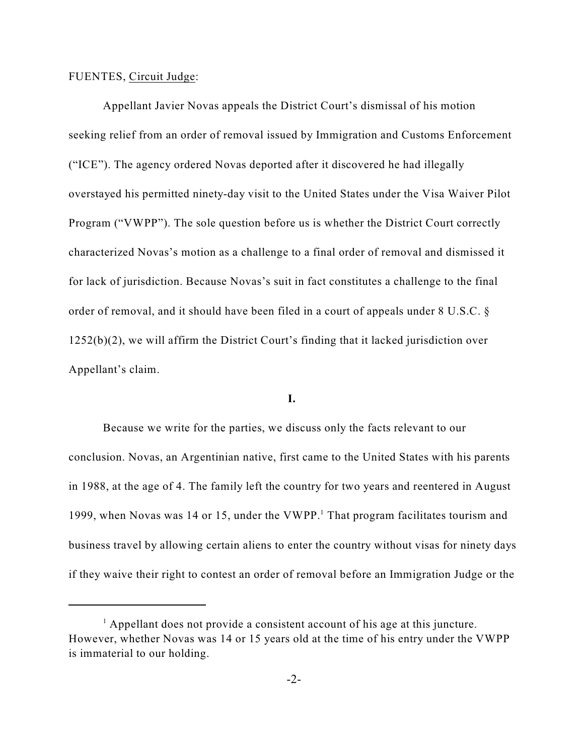FUENTES, Circuit Judge:

Appellant Javier Novas appeals the District Court's dismissal of his motion seeking relief from an order of removal issued by Immigration and Customs Enforcement ("ICE"). The agency ordered Novas deported after it discovered he had illegally overstayed his permitted ninety-day visit to the United States under the Visa Waiver Pilot Program ("VWPP"). The sole question before us is whether the District Court correctly characterized Novas's motion as a challenge to a final order of removal and dismissed it for lack of jurisdiction. Because Novas's suit in fact constitutes a challenge to the final order of removal, and it should have been filed in a court of appeals under 8 U.S.C. § 1252(b)(2), we will affirm the District Court's finding that it lacked jurisdiction over Appellant's claim.

**I.**

Because we write for the parties, we discuss only the facts relevant to our conclusion. Novas, an Argentinian native, first came to the United States with his parents in 1988, at the age of 4. The family left the country for two years and reentered in August 1999, when Novas was 14 or 15, under the VWPP.[1] That program facilitates tourism and business travel by allowing certain aliens to enter the country without visas for ninety days if they waive their right to contest an order of removal before an Immigration Judge or the

[1] Appellant does not provide a consistent account of his age at this juncture. However, whether Novas was 14 or 15 years old at the time of his entry under the VWPP is immaterial to our holding.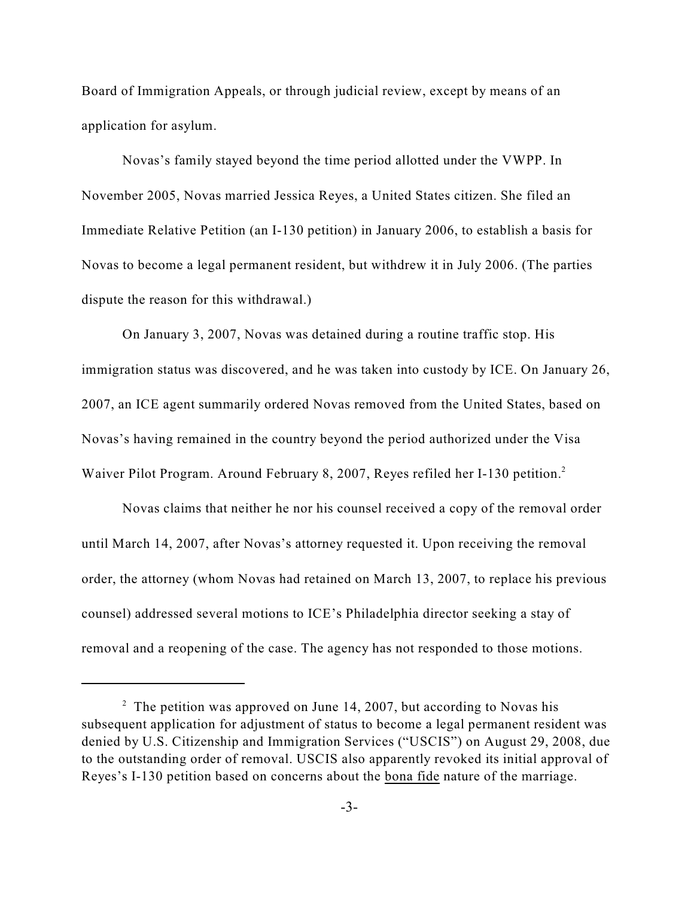Board of Immigration Appeals, or through judicial review, except by means of an application for asylum.

Novas's family stayed beyond the time period allotted under the VWPP. In November 2005, Novas married Jessica Reyes, a United States citizen. She filed an Immediate Relative Petition (an I-130 petition) in January 2006, to establish a basis for Novas to become a legal permanent resident, but withdrew it in July 2006. (The parties dispute the reason for this withdrawal.)

On January 3, 2007, Novas was detained during a routine traffic stop. His immigration status was discovered, and he was taken into custody by ICE. On January 26, 2007, an ICE agent summarily ordered Novas removed from the United States, based on Novas's having remained in the country beyond the period authorized under the Visa Waiver Pilot Program. Around February 8, 2007, Reyes refiled her I-130 petition.[2]

Novas claims that neither he nor his counsel received a copy of the removal order until March 14, 2007, after Novas's attorney requested it. Upon receiving the removal order, the attorney (whom Novas had retained on March 13, 2007, to replace his previous counsel) addressed several motions to ICE's Philadelphia director seeking a stay of removal and a reopening of the case. The agency has not responded to those motions.

---

[2] The petition was approved on June 14, 2007, but according to Novas his subsequent application for adjustment of status to become a legal permanent resident was denied by U.S. Citizenship and Immigration Services ("USCIS") on August 29, 2008, due to the outstanding order of removal. USCIS also apparently revoked its initial approval of Reyes's I-130 petition based on concerns about the bona fide nature of the marriage.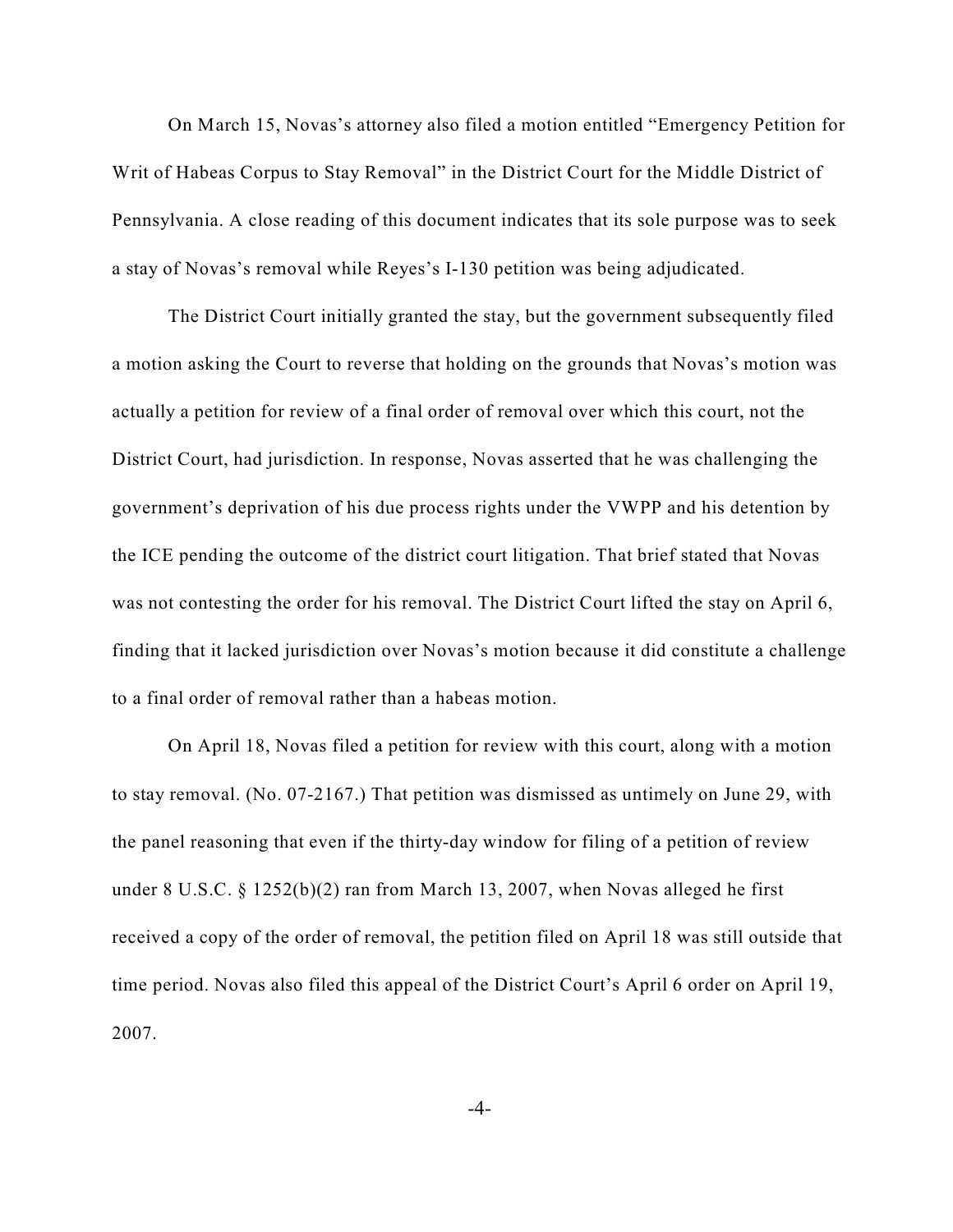On March 15, Novas's attorney also filed a motion entitled "Emergency Petition for Writ of Habeas Corpus to Stay Removal" in the District Court for the Middle District of Pennsylvania. A close reading of this document indicates that its sole purpose was to seek a stay of Novas's removal while Reyes's I-130 petition was being adjudicated.

The District Court initially granted the stay, but the government subsequently filed a motion asking the Court to reverse that holding on the grounds that Novas's motion was actually a petition for review of a final order of removal over which this court, not the District Court, had jurisdiction. In response, Novas asserted that he was challenging the government's deprivation of his due process rights under the VWPP and his detention by the ICE pending the outcome of the district court litigation. That brief stated that Novas was not contesting the order for his removal. The District Court lifted the stay on April 6, finding that it lacked jurisdiction over Novas's motion because it did constitute a challenge to a final order of removal rather than a habeas motion.

On April 18, Novas filed a petition for review with this court, along with a motion to stay removal. (No. 07-2167.) That petition was dismissed as untimely on June 29, with the panel reasoning that even if the thirty-day window for filing of a petition of review under 8 U.S.C. § 1252(b)(2) ran from March 13, 2007, when Novas alleged he first received a copy of the order of removal, the petition filed on April 18 was still outside that time period. Novas also filed this appeal of the District Court's April 6 order on April 19, 2007.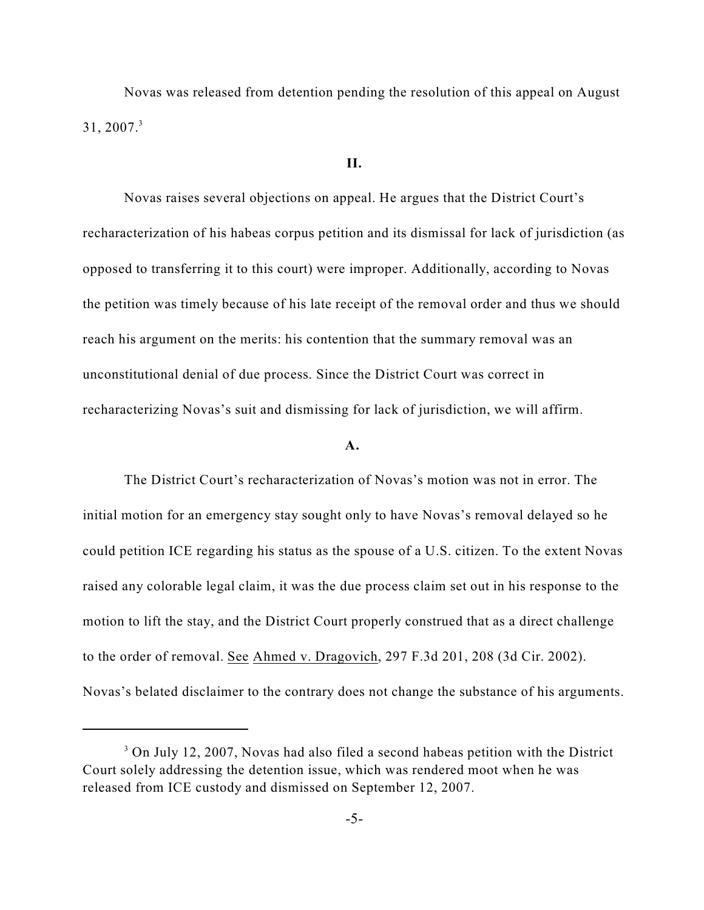Novas was released from detention pending the resolution of this appeal on August 31, 2007.[3]

## II.

Novas raises several objections on appeal. He argues that the District Court's recharacterization of his habeas corpus petition and its dismissal for lack of jurisdiction (as opposed to transferring it to this court) were improper. Additionally, according to Novas the petition was timely because of his late receipt of the removal order and thus we should reach his argument on the merits: his contention that the summary removal was an unconstitutional denial of due process. Since the District Court was correct in recharacterizing Novas's suit and dismissing for lack of jurisdiction, we will affirm.

### A.

The District Court's recharacterization of Novas's motion was not in error. The initial motion for an emergency stay sought only to have Novas's removal delayed so he could petition ICE regarding his status as the spouse of a U.S. citizen. To the extent Novas raised any colorable legal claim, it was the due process claim set out in his response to the motion to lift the stay, and the District Court properly construed that as a direct challenge to the order of removal. See Ahmed v. Dragovich, 297 F.3d 201, 208 (3d Cir. 2002). Novas's belated disclaimer to the contrary does not change the substance of his arguments.

---

[3] On July 12, 2007, Novas had also filed a second habeas petition with the District Court solely addressing the detention issue, which was rendered moot when he was released from ICE custody and dismissed on September 12, 2007.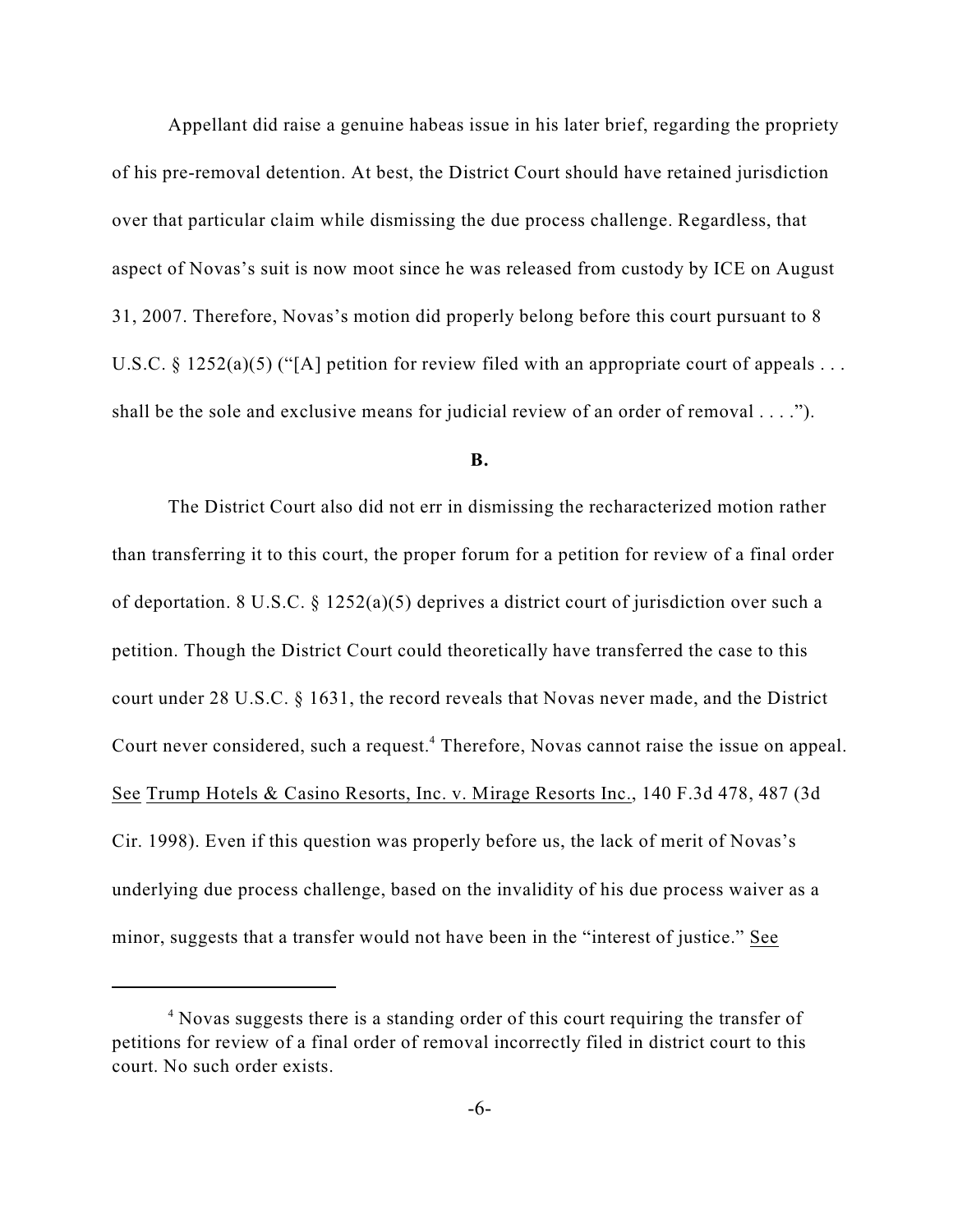Appellant did raise a genuine habeas issue in his later brief, regarding the propriety of his pre-removal detention. At best, the District Court should have retained jurisdiction over that particular claim while dismissing the due process challenge. Regardless, that aspect of Novas's suit is now moot since he was released from custody by ICE on August 31, 2007. Therefore, Novas's motion did properly belong before this court pursuant to 8 U.S.C. § 1252(a)(5) ("[A] petition for review filed with an appropriate court of appeals . . . shall be the sole and exclusive means for judicial review of an order of removal . . . .").

**B.**

The District Court also did not err in dismissing the recharacterized motion rather than transferring it to this court, the proper forum for a petition for review of a final order of deportation. 8 U.S.C. § 1252(a)(5) deprives a district court of jurisdiction over such a petition. Though the District Court could theoretically have transferred the case to this court under 28 U.S.C. § 1631, the record reveals that Novas never made, and the District Court never considered, such a request.[4] Therefore, Novas cannot raise the issue on appeal. See Trump Hotels & Casino Resorts, Inc. v. Mirage Resorts Inc., 140 F.3d 478, 487 (3d Cir. 1998). Even if this question was properly before us, the lack of merit of Novas's underlying due process challenge, based on the invalidity of his due process waiver as a minor, suggests that a transfer would not have been in the "interest of justice." See

[4] Novas suggests there is a standing order of this court requiring the transfer of petitions for review of a final order of removal incorrectly filed in district court to this court. No such order exists.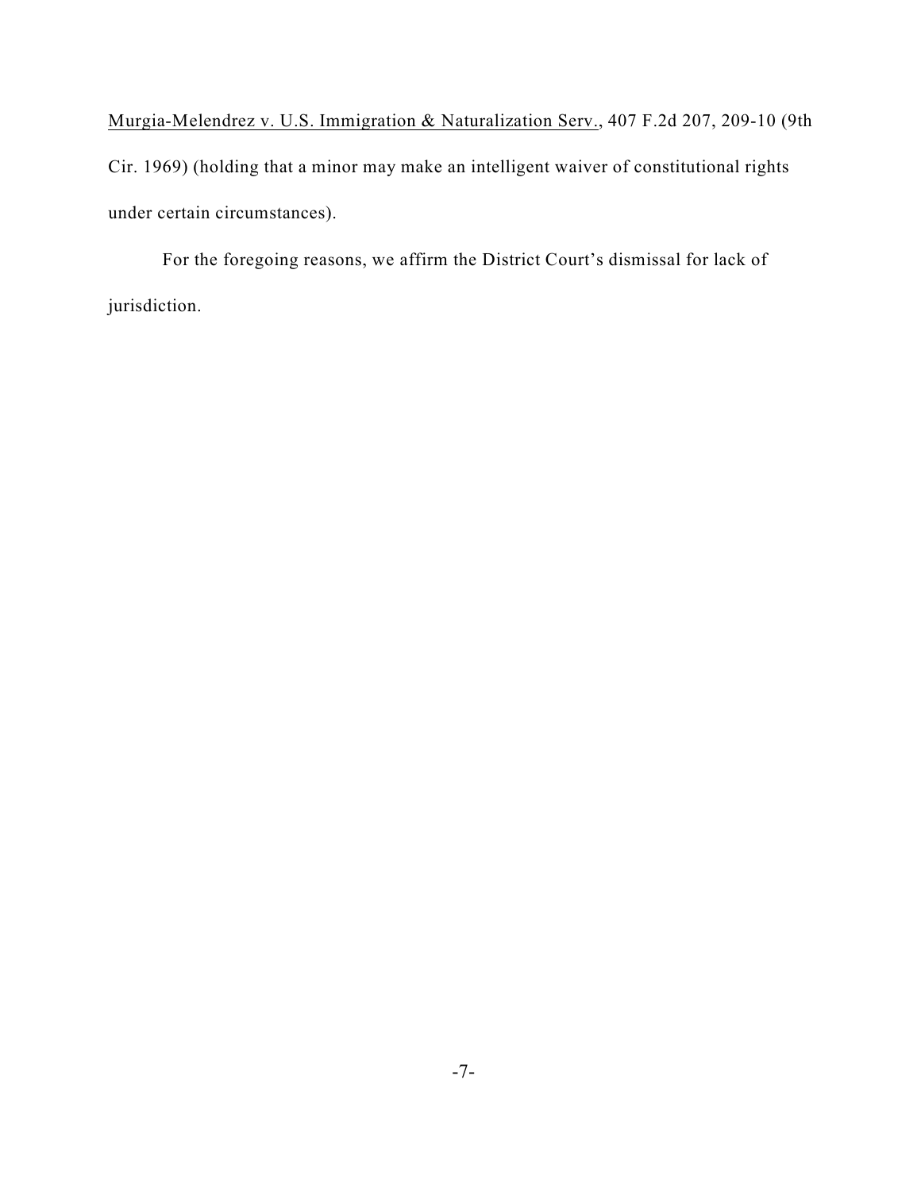Murgia-Melendrez v. U.S. Immigration & Naturalization Serv., 407 F.2d 207, 209-10 (9th Cir. 1969) (holding that a minor may make an intelligent waiver of constitutional rights under certain circumstances).

For the foregoing reasons, we affirm the District Court's dismissal for lack of jurisdiction.